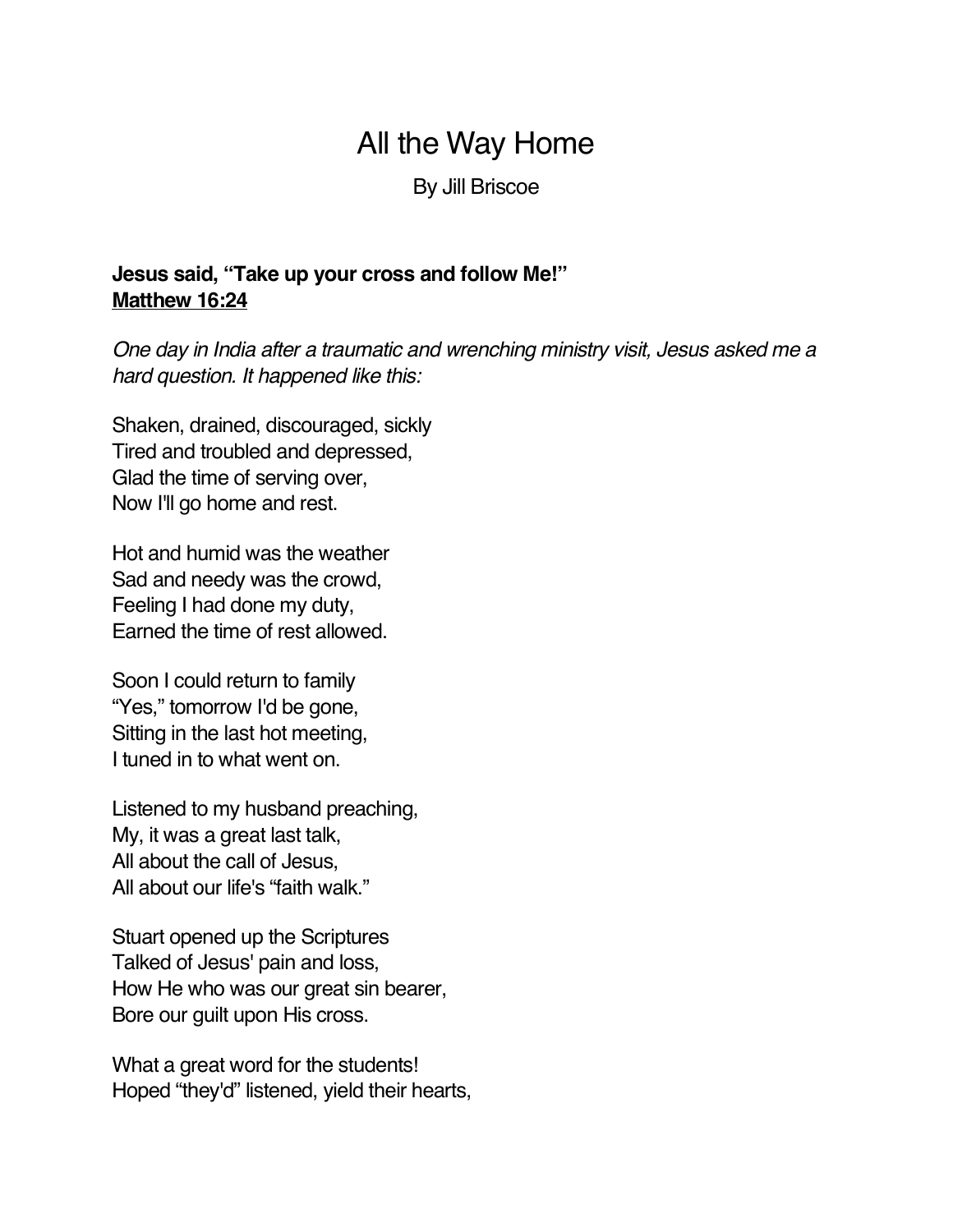# All the Way Home

By Jill Briscoe

**Jesus said, "Take up your cross and follow Me!"**
**<u>Matthew 16:24</u>**

*One day in India after a traumatic and wrenching ministry visit, Jesus asked me a hard question. It happened like this:*

Shaken, drained, discouraged, sickly
Tired and troubled and depressed,
Glad the time of serving over,
Now I'll go home and rest.

Hot and humid was the weather
Sad and needy was the crowd,
Feeling I had done my duty,
Earned the time of rest allowed.

Soon I could return to family
"Yes," tomorrow I'd be gone,
Sitting in the last hot meeting,
I tuned in to what went on.

Listened to my husband preaching,
My, it was a great last talk,
All about the call of Jesus,
All about our life's "faith walk."

Stuart opened up the Scriptures
Talked of Jesus' pain and loss,
How He who was our great sin bearer,
Bore our guilt upon His cross.

What a great word for the students!
Hoped "they'd" listened, yield their hearts,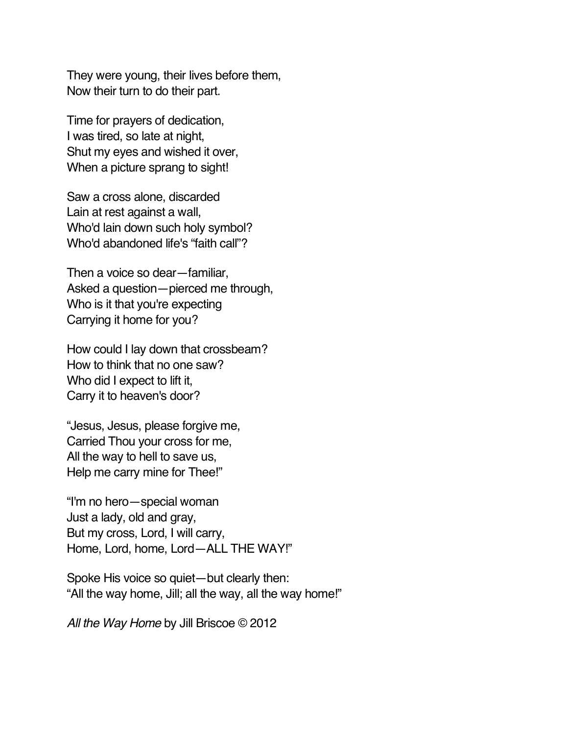They were young, their lives before them,
Now their turn to do their part.

Time for prayers of dedication,
I was tired, so late at night,
Shut my eyes and wished it over,
When a picture sprang to sight!

Saw a cross alone, discarded
Lain at rest against a wall,
Who'd lain down such holy symbol?
Who'd abandoned life's "faith call"?

Then a voice so dear—familiar,
Asked a question—pierced me through,
Who is it that you're expecting
Carrying it home for you?

How could I lay down that crossbeam?
How to think that no one saw?
Who did I expect to lift it,
Carry it to heaven's door?

"Jesus, Jesus, please forgive me,
Carried Thou your cross for me,
All the way to hell to save us,
Help me carry mine for Thee!"

"I'm no hero—special woman
Just a lady, old and gray,
But my cross, Lord, I will carry,
Home, Lord, home, Lord—ALL THE WAY!"

Spoke His voice so quiet—but clearly then:
"All the way home, Jill; all the way, all the way home!"

*All the Way Home* by Jill Briscoe © 2012